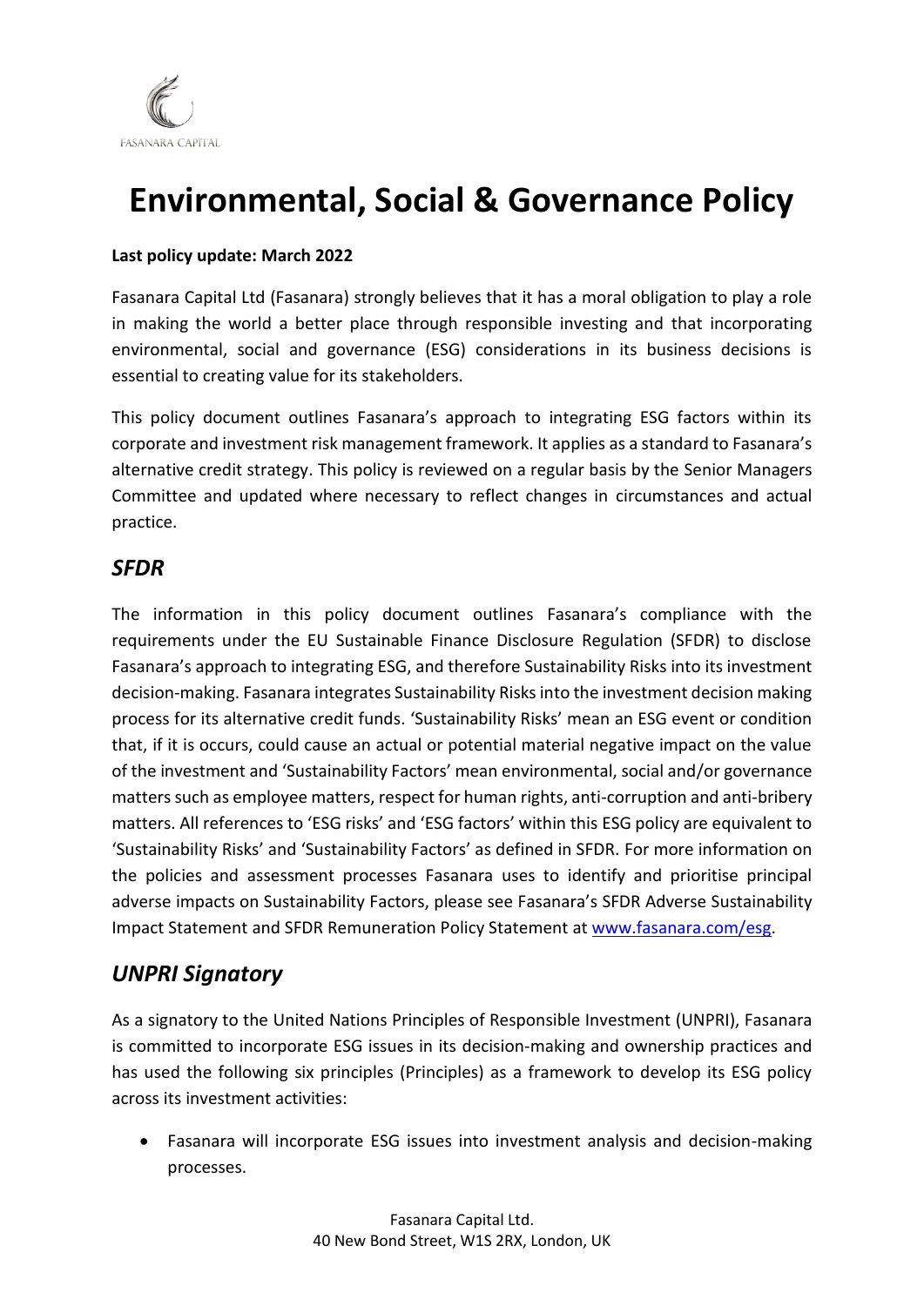# Environmental, Social & Governance Policy

**Last policy update: March 2022**

Fasanara Capital Ltd (Fasanara) strongly believes that it has a moral obligation to play a role in making the world a better place through responsible investing and that incorporating environmental, social and governance (ESG) considerations in its business decisions is essential to creating value for its stakeholders.

This policy document outlines Fasanara's approach to integrating ESG factors within its corporate and investment risk management framework. It applies as a standard to Fasanara's alternative credit strategy. This policy is reviewed on a regular basis by the Senior Managers Committee and updated where necessary to reflect changes in circumstances and actual practice.

## *SFDR*

The information in this policy document outlines Fasanara's compliance with the requirements under the EU Sustainable Finance Disclosure Regulation (SFDR) to disclose Fasanara's approach to integrating ESG, and therefore Sustainability Risks into its investment decision-making. Fasanara integrates Sustainability Risks into the investment decision making process for its alternative credit funds. 'Sustainability Risks' mean an ESG event or condition that, if it is occurs, could cause an actual or potential material negative impact on the value of the investment and 'Sustainability Factors' mean environmental, social and/or governance matters such as employee matters, respect for human rights, anti-corruption and anti-bribery matters. All references to 'ESG risks' and 'ESG factors' within this ESG policy are equivalent to 'Sustainability Risks' and 'Sustainability Factors' as defined in SFDR. For more information on the policies and assessment processes Fasanara uses to identify and prioritise principal adverse impacts on Sustainability Factors, please see Fasanara's SFDR Adverse Sustainability Impact Statement and SFDR Remuneration Policy Statement at www.fasanara.com/esg.

## *UNPRI Signatory*

As a signatory to the United Nations Principles of Responsible Investment (UNPRI), Fasanara is committed to incorporate ESG issues in its decision-making and ownership practices and has used the following six principles (Principles) as a framework to develop its ESG policy across its investment activities:

- Fasanara will incorporate ESG issues into investment analysis and decision-making processes.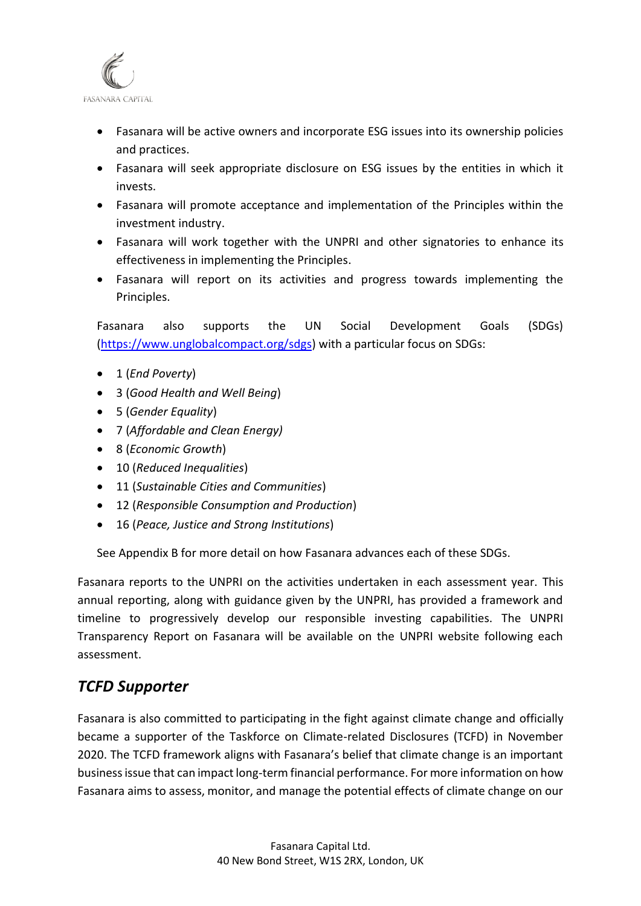- Fasanara will be active owners and incorporate ESG issues into its ownership policies and practices.
- Fasanara will seek appropriate disclosure on ESG issues by the entities in which it invests.
- Fasanara will promote acceptance and implementation of the Principles within the investment industry.
- Fasanara will work together with the UNPRI and other signatories to enhance its effectiveness in implementing the Principles.
- Fasanara will report on its activities and progress towards implementing the Principles.

Fasanara also supports the UN Social Development Goals (SDGs) (https://www.unglobalcompact.org/sdgs) with a particular focus on SDGs:

- 1 (*End Poverty*)
- 3 (*Good Health and Well Being*)
- 5 (*Gender Equality*)
- 7 (*Affordable and Clean Energy)*
- 8 (*Economic Growth*)
- 10 (*Reduced Inequalities*)
- 11 (*Sustainable Cities and Communities*)
- 12 (*Responsible Consumption and Production*)
- 16 (*Peace, Justice and Strong Institutions*)

See Appendix B for more detail on how Fasanara advances each of these SDGs.

Fasanara reports to the UNPRI on the activities undertaken in each assessment year. This annual reporting, along with guidance given by the UNPRI, has provided a framework and timeline to progressively develop our responsible investing capabilities. The UNPRI Transparency Report on Fasanara will be available on the UNPRI website following each assessment.

## *TCFD Supporter*

Fasanara is also committed to participating in the fight against climate change and officially became a supporter of the Taskforce on Climate-related Disclosures (TCFD) in November 2020. The TCFD framework aligns with Fasanara's belief that climate change is an important business issue that can impact long-term financial performance. For more information on how Fasanara aims to assess, monitor, and manage the potential effects of climate change on our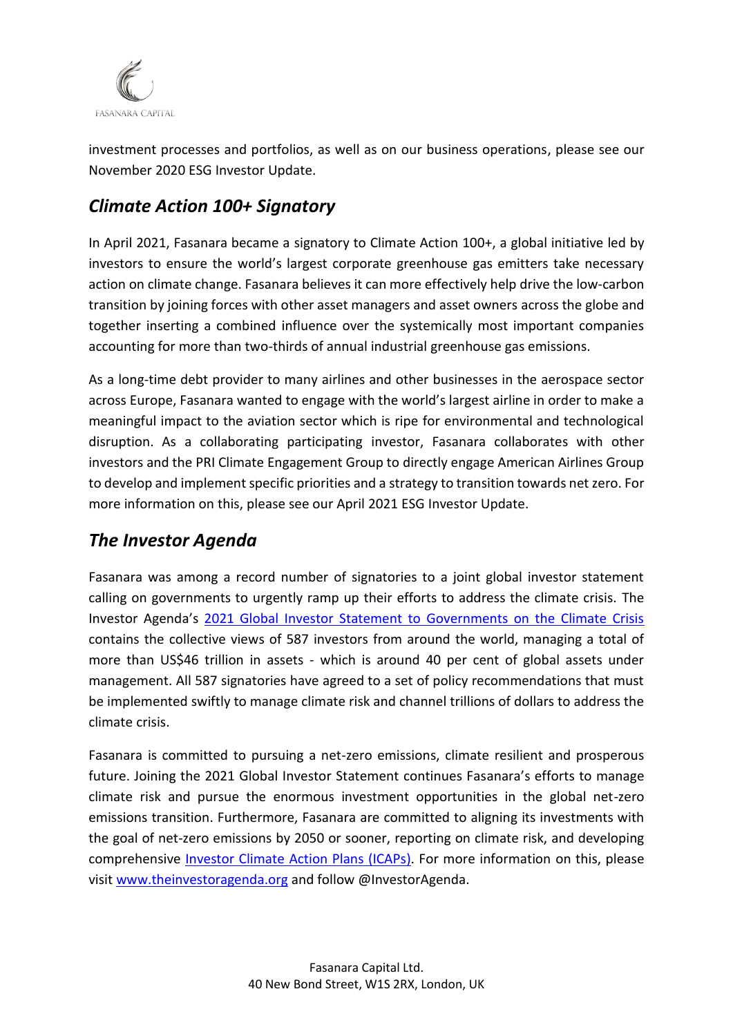investment processes and portfolios, as well as on our business operations, please see our November 2020 ESG Investor Update.

## *Climate Action 100+ Signatory*

In April 2021, Fasanara became a signatory to Climate Action 100+, a global initiative led by investors to ensure the world's largest corporate greenhouse gas emitters take necessary action on climate change. Fasanara believes it can more effectively help drive the low-carbon transition by joining forces with other asset managers and asset owners across the globe and together inserting a combined influence over the systemically most important companies accounting for more than two-thirds of annual industrial greenhouse gas emissions.

As a long-time debt provider to many airlines and other businesses in the aerospace sector across Europe, Fasanara wanted to engage with the world's largest airline in order to make a meaningful impact to the aviation sector which is ripe for environmental and technological disruption. As a collaborating participating investor, Fasanara collaborates with other investors and the PRI Climate Engagement Group to directly engage American Airlines Group to develop and implement specific priorities and a strategy to transition towards net zero. For more information on this, please see our April 2021 ESG Investor Update.

## *The Investor Agenda*

Fasanara was among a record number of signatories to a joint global investor statement calling on governments to urgently ramp up their efforts to address the climate crisis. The Investor Agenda's 2021 Global Investor Statement to Governments on the Climate Crisis contains the collective views of 587 investors from around the world, managing a total of more than US$46 trillion in assets - which is around 40 per cent of global assets under management. All 587 signatories have agreed to a set of policy recommendations that must be implemented swiftly to manage climate risk and channel trillions of dollars to address the climate crisis.

Fasanara is committed to pursuing a net-zero emissions, climate resilient and prosperous future. Joining the 2021 Global Investor Statement continues Fasanara's efforts to manage climate risk and pursue the enormous investment opportunities in the global net-zero emissions transition. Furthermore, Fasanara are committed to aligning its investments with the goal of net-zero emissions by 2050 or sooner, reporting on climate risk, and developing comprehensive Investor Climate Action Plans (ICAPs). For more information on this, please visit www.theinvestoragenda.org and follow @InvestorAgenda.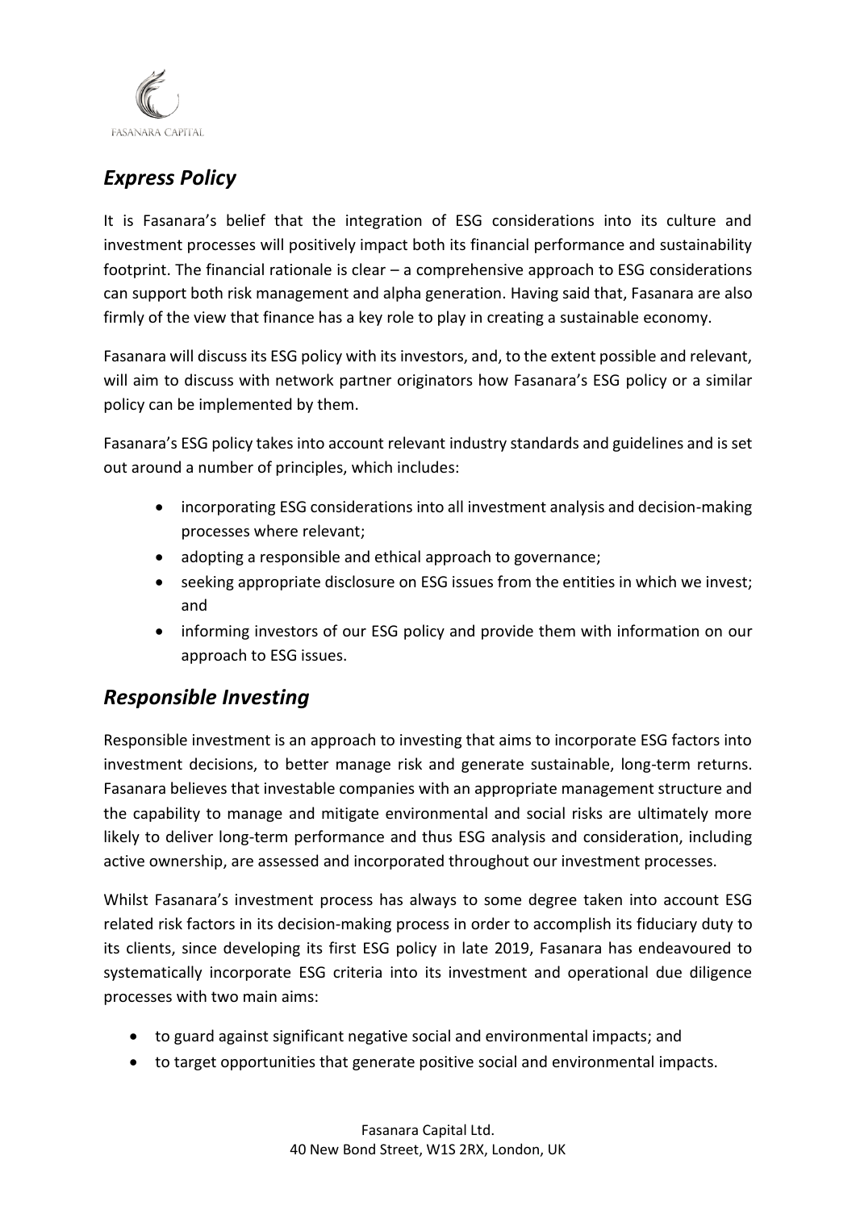## *Express Policy*

It is Fasanara's belief that the integration of ESG considerations into its culture and investment processes will positively impact both its financial performance and sustainability footprint. The financial rationale is clear – a comprehensive approach to ESG considerations can support both risk management and alpha generation. Having said that, Fasanara are also firmly of the view that finance has a key role to play in creating a sustainable economy.

Fasanara will discuss its ESG policy with its investors, and, to the extent possible and relevant, will aim to discuss with network partner originators how Fasanara's ESG policy or a similar policy can be implemented by them.

Fasanara's ESG policy takes into account relevant industry standards and guidelines and is set out around a number of principles, which includes:

- incorporating ESG considerations into all investment analysis and decision-making processes where relevant;
- adopting a responsible and ethical approach to governance;
- seeking appropriate disclosure on ESG issues from the entities in which we invest; and
- informing investors of our ESG policy and provide them with information on our approach to ESG issues.

## *Responsible Investing*

Responsible investment is an approach to investing that aims to incorporate ESG factors into investment decisions, to better manage risk and generate sustainable, long-term returns. Fasanara believes that investable companies with an appropriate management structure and the capability to manage and mitigate environmental and social risks are ultimately more likely to deliver long-term performance and thus ESG analysis and consideration, including active ownership, are assessed and incorporated throughout our investment processes.

Whilst Fasanara's investment process has always to some degree taken into account ESG related risk factors in its decision-making process in order to accomplish its fiduciary duty to its clients, since developing its first ESG policy in late 2019, Fasanara has endeavoured to systematically incorporate ESG criteria into its investment and operational due diligence processes with two main aims:

- to guard against significant negative social and environmental impacts; and
- to target opportunities that generate positive social and environmental impacts.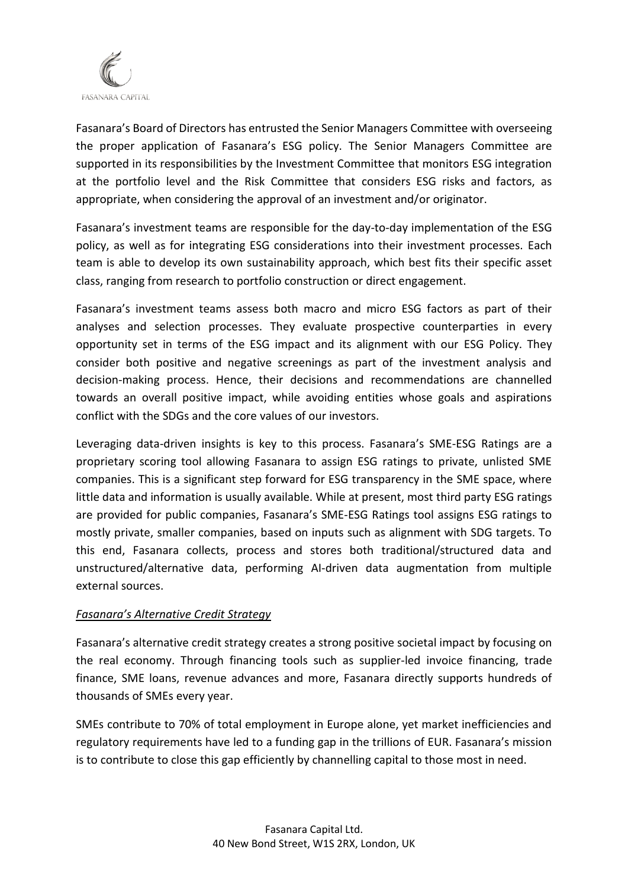Fasanara's Board of Directors has entrusted the Senior Managers Committee with overseeing the proper application of Fasanara's ESG policy. The Senior Managers Committee are supported in its responsibilities by the Investment Committee that monitors ESG integration at the portfolio level and the Risk Committee that considers ESG risks and factors, as appropriate, when considering the approval of an investment and/or originator.

Fasanara's investment teams are responsible for the day-to-day implementation of the ESG policy, as well as for integrating ESG considerations into their investment processes. Each team is able to develop its own sustainability approach, which best fits their specific asset class, ranging from research to portfolio construction or direct engagement.

Fasanara's investment teams assess both macro and micro ESG factors as part of their analyses and selection processes. They evaluate prospective counterparties in every opportunity set in terms of the ESG impact and its alignment with our ESG Policy. They consider both positive and negative screenings as part of the investment analysis and decision-making process. Hence, their decisions and recommendations are channelled towards an overall positive impact, while avoiding entities whose goals and aspirations conflict with the SDGs and the core values of our investors.

Leveraging data-driven insights is key to this process. Fasanara's SME-ESG Ratings are a proprietary scoring tool allowing Fasanara to assign ESG ratings to private, unlisted SME companies. This is a significant step forward for ESG transparency in the SME space, where little data and information is usually available. While at present, most third party ESG ratings are provided for public companies, Fasanara's SME-ESG Ratings tool assigns ESG ratings to mostly private, smaller companies, based on inputs such as alignment with SDG targets. To this end, Fasanara collects, process and stores both traditional/structured data and unstructured/alternative data, performing AI-driven data augmentation from multiple external sources.

*Fasanara's Alternative Credit Strategy*

Fasanara's alternative credit strategy creates a strong positive societal impact by focusing on the real economy. Through financing tools such as supplier-led invoice financing, trade finance, SME loans, revenue advances and more, Fasanara directly supports hundreds of thousands of SMEs every year.

SMEs contribute to 70% of total employment in Europe alone, yet market inefficiencies and regulatory requirements have led to a funding gap in the trillions of EUR. Fasanara's mission is to contribute to close this gap efficiently by channelling capital to those most in need.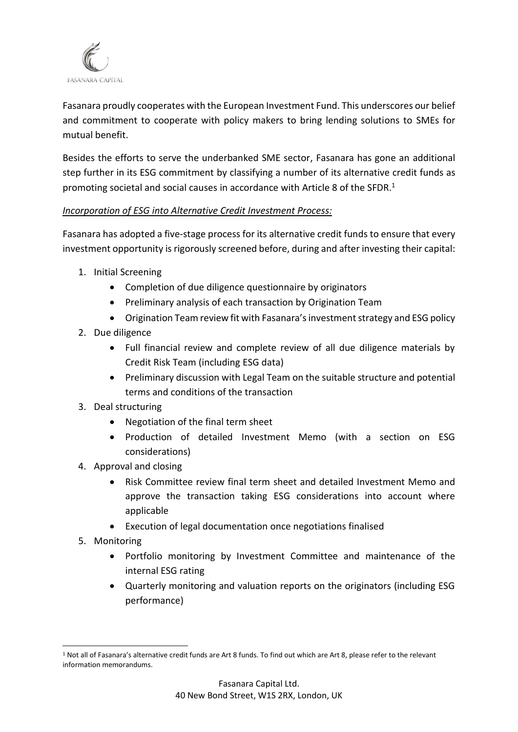Fasanara proudly cooperates with the European Investment Fund. This underscores our belief and commitment to cooperate with policy makers to bring lending solutions to SMEs for mutual benefit.

Besides the efforts to serve the underbanked SME sector, Fasanara has gone an additional step further in its ESG commitment by classifying a number of its alternative credit funds as promoting societal and social causes in accordance with Article 8 of the SFDR.[1]

*<u>Incorporation of ESG into Alternative Credit Investment Process:</u>*

Fasanara has adopted a five-stage process for its alternative credit funds to ensure that every investment opportunity is rigorously screened before, during and after investing their capital:

1. Initial Screening
   - Completion of due diligence questionnaire by originators
   - Preliminary analysis of each transaction by Origination Team
   - Origination Team review fit with Fasanara's investment strategy and ESG policy
2. Due diligence
   - Full financial review and complete review of all due diligence materials by Credit Risk Team (including ESG data)
   - Preliminary discussion with Legal Team on the suitable structure and potential terms and conditions of the transaction
3. Deal structuring
   - Negotiation of the final term sheet
   - Production of detailed Investment Memo (with a section on ESG considerations)
4. Approval and closing
   - Risk Committee review final term sheet and detailed Investment Memo and approve the transaction taking ESG considerations into account where applicable
   - Execution of legal documentation once negotiations finalised
5. Monitoring
   - Portfolio monitoring by Investment Committee and maintenance of the internal ESG rating
   - Quarterly monitoring and valuation reports on the originators (including ESG performance)

[1] Not all of Fasanara's alternative credit funds are Art 8 funds. To find out which are Art 8, please refer to the relevant information memorandums.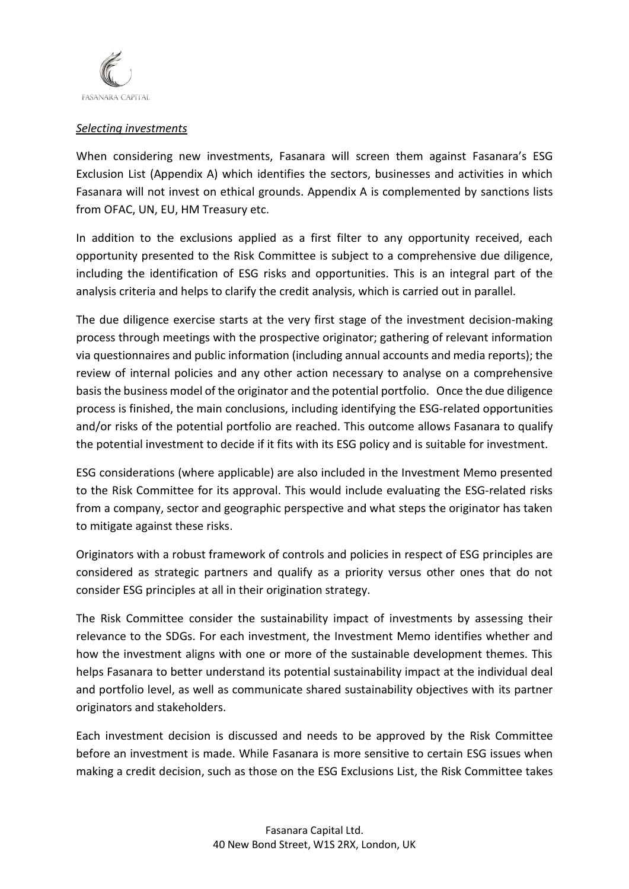*Selecting investments*

When considering new investments, Fasanara will screen them against Fasanara's ESG Exclusion List (Appendix A) which identifies the sectors, businesses and activities in which Fasanara will not invest on ethical grounds. Appendix A is complemented by sanctions lists from OFAC, UN, EU, HM Treasury etc.

In addition to the exclusions applied as a first filter to any opportunity received, each opportunity presented to the Risk Committee is subject to a comprehensive due diligence, including the identification of ESG risks and opportunities. This is an integral part of the analysis criteria and helps to clarify the credit analysis, which is carried out in parallel.

The due diligence exercise starts at the very first stage of the investment decision-making process through meetings with the prospective originator; gathering of relevant information via questionnaires and public information (including annual accounts and media reports); the review of internal policies and any other action necessary to analyse on a comprehensive basis the business model of the originator and the potential portfolio. Once the due diligence process is finished, the main conclusions, including identifying the ESG-related opportunities and/or risks of the potential portfolio are reached. This outcome allows Fasanara to qualify the potential investment to decide if it fits with its ESG policy and is suitable for investment.

ESG considerations (where applicable) are also included in the Investment Memo presented to the Risk Committee for its approval. This would include evaluating the ESG-related risks from a company, sector and geographic perspective and what steps the originator has taken to mitigate against these risks.

Originators with a robust framework of controls and policies in respect of ESG principles are considered as strategic partners and qualify as a priority versus other ones that do not consider ESG principles at all in their origination strategy.

The Risk Committee consider the sustainability impact of investments by assessing their relevance to the SDGs. For each investment, the Investment Memo identifies whether and how the investment aligns with one or more of the sustainable development themes. This helps Fasanara to better understand its potential sustainability impact at the individual deal and portfolio level, as well as communicate shared sustainability objectives with its partner originators and stakeholders.

Each investment decision is discussed and needs to be approved by the Risk Committee before an investment is made. While Fasanara is more sensitive to certain ESG issues when making a credit decision, such as those on the ESG Exclusions List, the Risk Committee takes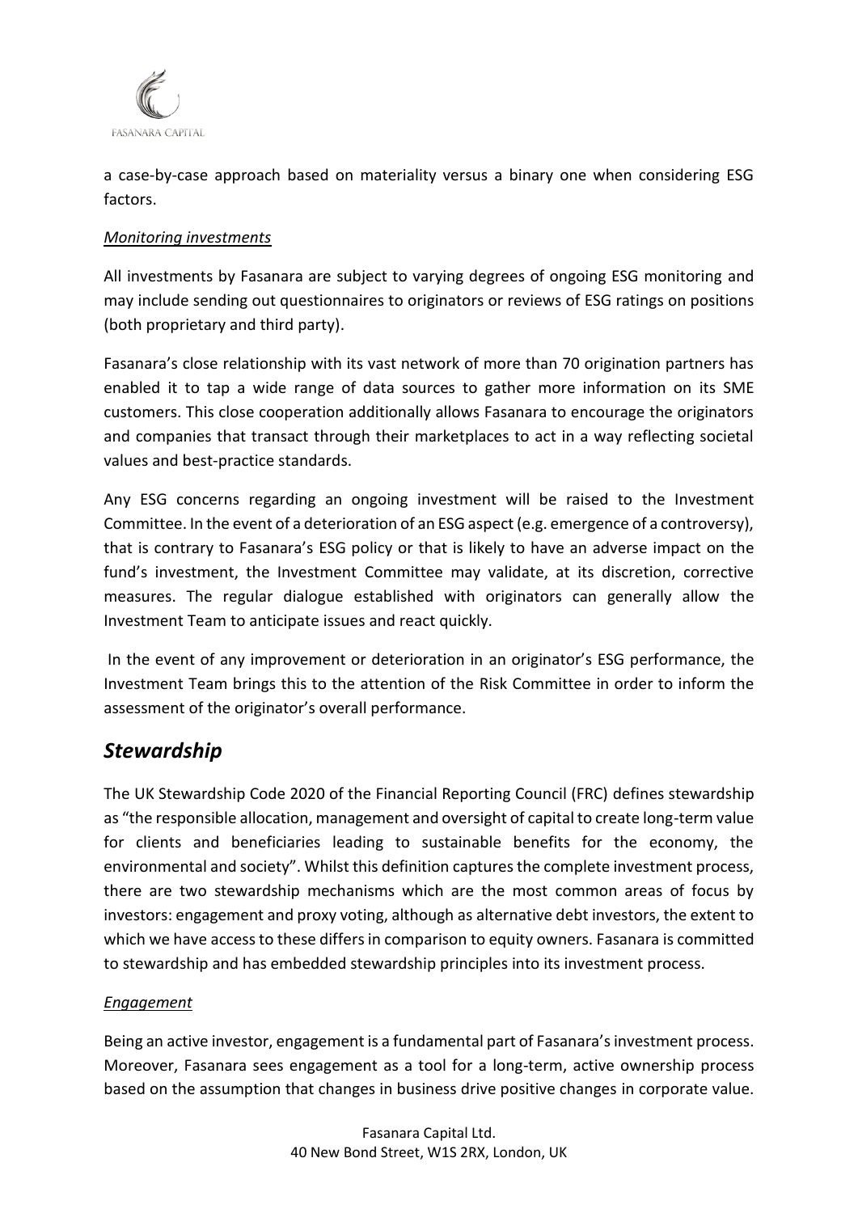a case-by-case approach based on materiality versus a binary one when considering ESG factors.

*Monitoring investments*

All investments by Fasanara are subject to varying degrees of ongoing ESG monitoring and may include sending out questionnaires to originators or reviews of ESG ratings on positions (both proprietary and third party).

Fasanara's close relationship with its vast network of more than 70 origination partners has enabled it to tap a wide range of data sources to gather more information on its SME customers. This close cooperation additionally allows Fasanara to encourage the originators and companies that transact through their marketplaces to act in a way reflecting societal values and best-practice standards.

Any ESG concerns regarding an ongoing investment will be raised to the Investment Committee. In the event of a deterioration of an ESG aspect (e.g. emergence of a controversy), that is contrary to Fasanara's ESG policy or that is likely to have an adverse impact on the fund's investment, the Investment Committee may validate, at its discretion, corrective measures. The regular dialogue established with originators can generally allow the Investment Team to anticipate issues and react quickly.

In the event of any improvement or deterioration in an originator's ESG performance, the Investment Team brings this to the attention of the Risk Committee in order to inform the assessment of the originator's overall performance.

## *Stewardship*

The UK Stewardship Code 2020 of the Financial Reporting Council (FRC) defines stewardship as "the responsible allocation, management and oversight of capital to create long-term value for clients and beneficiaries leading to sustainable benefits for the economy, the environmental and society". Whilst this definition captures the complete investment process, there are two stewardship mechanisms which are the most common areas of focus by investors: engagement and proxy voting, although as alternative debt investors, the extent to which we have access to these differs in comparison to equity owners. Fasanara is committed to stewardship and has embedded stewardship principles into its investment process.

*Engagement*

Being an active investor, engagement is a fundamental part of Fasanara's investment process. Moreover, Fasanara sees engagement as a tool for a long-term, active ownership process based on the assumption that changes in business drive positive changes in corporate value.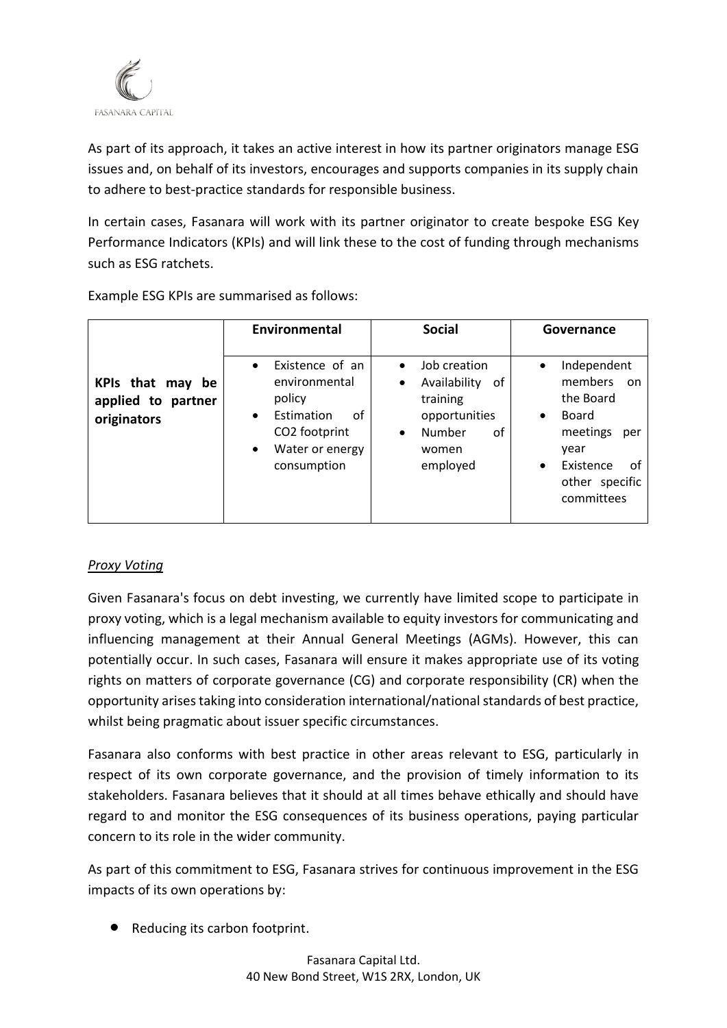As part of its approach, it takes an active interest in how its partner originators manage ESG issues and, on behalf of its investors, encourages and supports companies in its supply chain to adhere to best-practice standards for responsible business.

In certain cases, Fasanara will work with its partner originator to create bespoke ESG Key Performance Indicators (KPIs) and will link these to the cost of funding through mechanisms such as ESG ratchets.

Example ESG KPIs are summarised as follows:

| | **Environmental** | **Social** | **Governance** |
|---|---|---|---|
| **KPIs that may be applied to partner originators** | • Existence of an environmental policy<br>• Estimation of $CO_2$ footprint<br>• Water or energy consumption | • Job creation<br>• Availability of training opportunities<br>• Number of women employed | • Independent members on the Board<br>• Board meetings per year<br>• Existence of other specific committees |

*Proxy Voting*

Given Fasanara's focus on debt investing, we currently have limited scope to participate in proxy voting, which is a legal mechanism available to equity investors for communicating and influencing management at their Annual General Meetings (AGMs). However, this can potentially occur. In such cases, Fasanara will ensure it makes appropriate use of its voting rights on matters of corporate governance (CG) and corporate responsibility (CR) when the opportunity arises taking into consideration international/national standards of best practice, whilst being pragmatic about issuer specific circumstances.

Fasanara also conforms with best practice in other areas relevant to ESG, particularly in respect of its own corporate governance, and the provision of timely information to its stakeholders. Fasanara believes that it should at all times behave ethically and should have regard to and monitor the ESG consequences of its business operations, paying particular concern to its role in the wider community.

As part of this commitment to ESG, Fasanara strives for continuous improvement in the ESG impacts of its own operations by:

- Reducing its carbon footprint.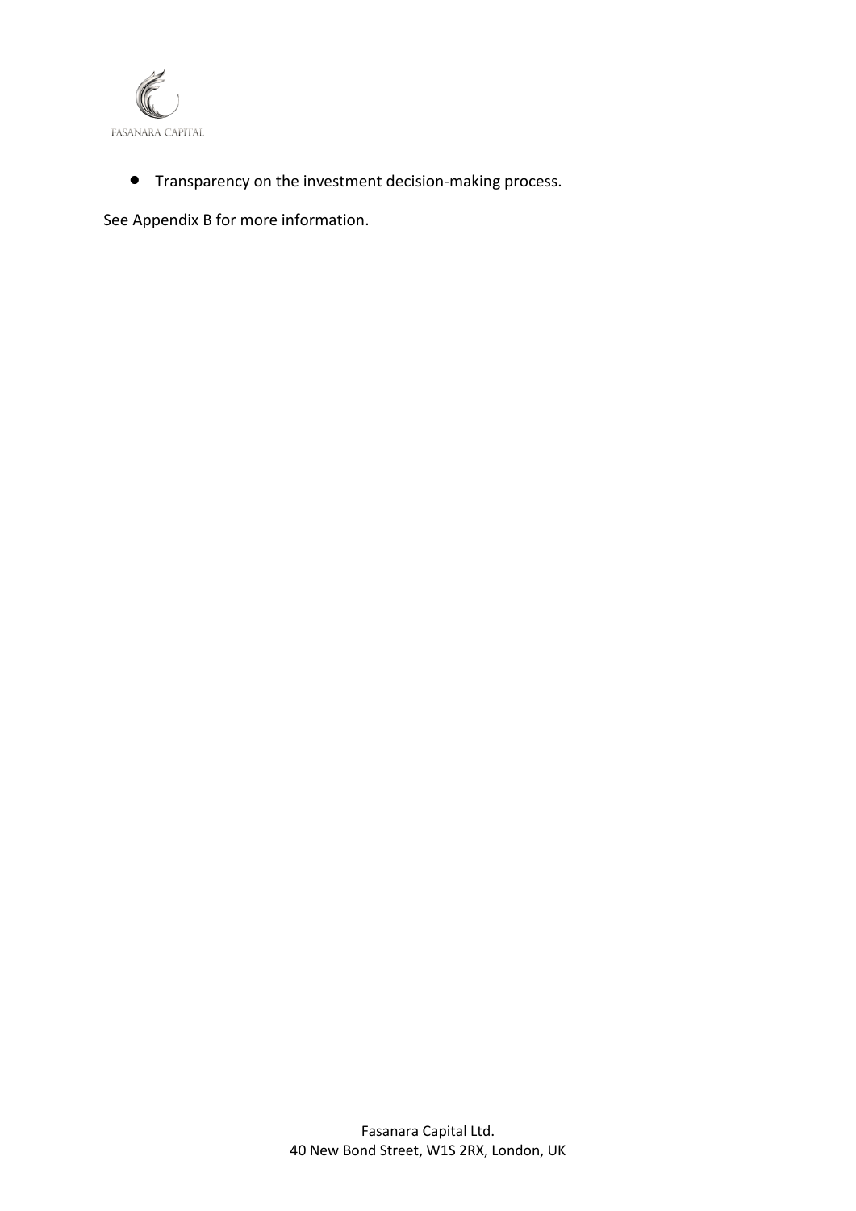- Transparency on the investment decision-making process.

See Appendix B for more information.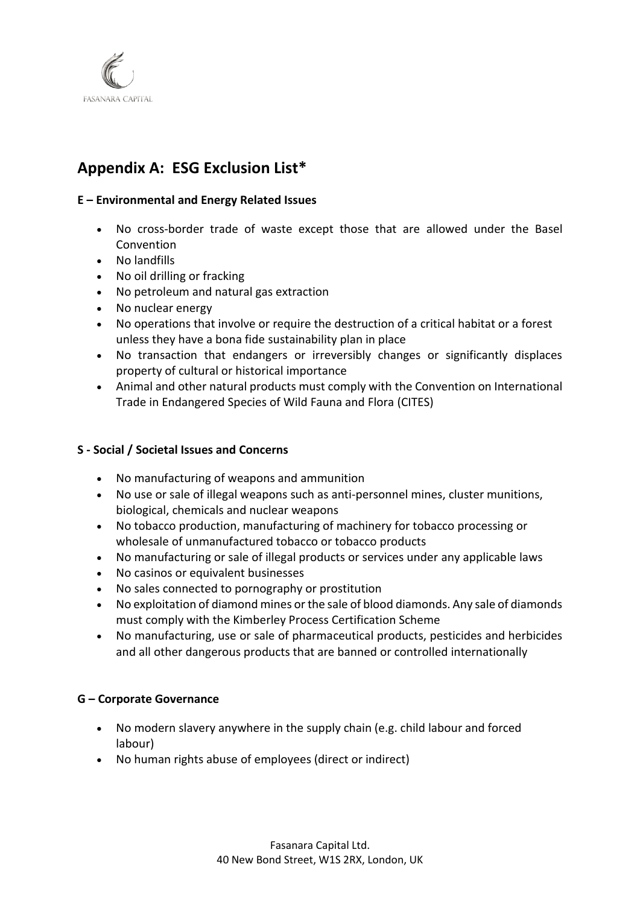## Appendix A: ESG Exclusion List*

### E – Environmental and Energy Related Issues

- No cross-border trade of waste except those that are allowed under the Basel Convention
- No landfills
- No oil drilling or fracking
- No petroleum and natural gas extraction
- No nuclear energy
- No operations that involve or require the destruction of a critical habitat or a forest unless they have a bona fide sustainability plan in place
- No transaction that endangers or irreversibly changes or significantly displaces property of cultural or historical importance
- Animal and other natural products must comply with the Convention on International Trade in Endangered Species of Wild Fauna and Flora (CITES)

### S - Social / Societal Issues and Concerns

- No manufacturing of weapons and ammunition
- No use or sale of illegal weapons such as anti-personnel mines, cluster munitions, biological, chemicals and nuclear weapons
- No tobacco production, manufacturing of machinery for tobacco processing or wholesale of unmanufactured tobacco or tobacco products
- No manufacturing or sale of illegal products or services under any applicable laws
- No casinos or equivalent businesses
- No sales connected to pornography or prostitution
- No exploitation of diamond mines or the sale of blood diamonds. Any sale of diamonds must comply with the Kimberley Process Certification Scheme
- No manufacturing, use or sale of pharmaceutical products, pesticides and herbicides and all other dangerous products that are banned or controlled internationally

### G – Corporate Governance

- No modern slavery anywhere in the supply chain (e.g. child labour and forced labour)
- No human rights abuse of employees (direct or indirect)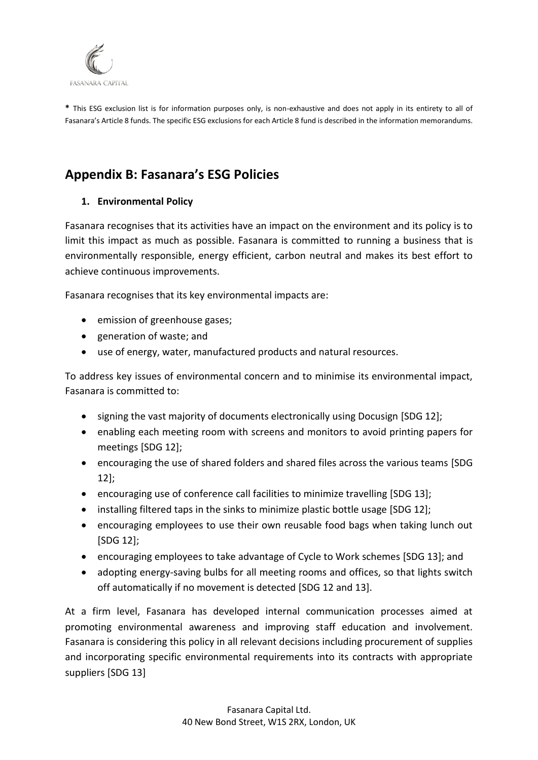**\*** This ESG exclusion list is for information purposes only, is non-exhaustive and does not apply in its entirety to all of Fasanara's Article 8 funds. The specific ESG exclusions for each Article 8 fund is described in the information memorandums.

# Appendix B: Fasanara's ESG Policies

## 1. Environmental Policy

Fasanara recognises that its activities have an impact on the environment and its policy is to limit this impact as much as possible. Fasanara is committed to running a business that is environmentally responsible, energy efficient, carbon neutral and makes its best effort to achieve continuous improvements.

Fasanara recognises that its key environmental impacts are:

- emission of greenhouse gases;
- generation of waste; and
- use of energy, water, manufactured products and natural resources.

To address key issues of environmental concern and to minimise its environmental impact, Fasanara is committed to:

- signing the vast majority of documents electronically using Docusign [SDG 12];
- enabling each meeting room with screens and monitors to avoid printing papers for meetings [SDG 12];
- encouraging the use of shared folders and shared files across the various teams [SDG 12];
- encouraging use of conference call facilities to minimize travelling [SDG 13];
- installing filtered taps in the sinks to minimize plastic bottle usage [SDG 12];
- encouraging employees to use their own reusable food bags when taking lunch out [SDG 12];
- encouraging employees to take advantage of Cycle to Work schemes [SDG 13]; and
- adopting energy-saving bulbs for all meeting rooms and offices, so that lights switch off automatically if no movement is detected [SDG 12 and 13].

At a firm level, Fasanara has developed internal communication processes aimed at promoting environmental awareness and improving staff education and involvement. Fasanara is considering this policy in all relevant decisions including procurement of supplies and incorporating specific environmental requirements into its contracts with appropriate suppliers [SDG 13]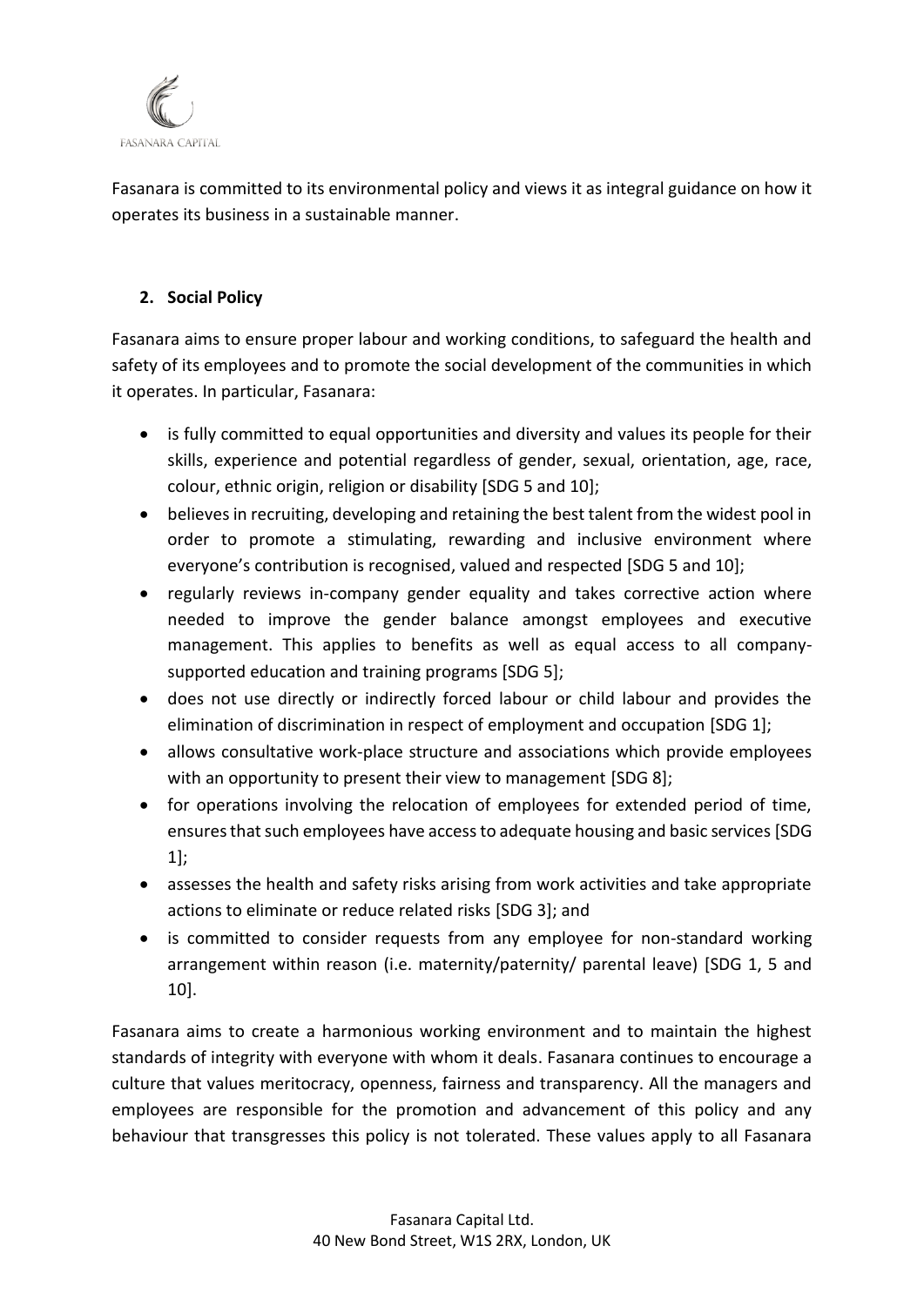Fasanara is committed to its environmental policy and views it as integral guidance on how it operates its business in a sustainable manner.

## 2. Social Policy

Fasanara aims to ensure proper labour and working conditions, to safeguard the health and safety of its employees and to promote the social development of the communities in which it operates. In particular, Fasanara:

- is fully committed to equal opportunities and diversity and values its people for their skills, experience and potential regardless of gender, sexual, orientation, age, race, colour, ethnic origin, religion or disability [SDG 5 and 10];
- believes in recruiting, developing and retaining the best talent from the widest pool in order to promote a stimulating, rewarding and inclusive environment where everyone's contribution is recognised, valued and respected [SDG 5 and 10];
- regularly reviews in-company gender equality and takes corrective action where needed to improve the gender balance amongst employees and executive management. This applies to benefits as well as equal access to all company-supported education and training programs [SDG 5];
- does not use directly or indirectly forced labour or child labour and provides the elimination of discrimination in respect of employment and occupation [SDG 1];
- allows consultative work-place structure and associations which provide employees with an opportunity to present their view to management [SDG 8];
- for operations involving the relocation of employees for extended period of time, ensures that such employees have access to adequate housing and basic services [SDG 1];
- assesses the health and safety risks arising from work activities and take appropriate actions to eliminate or reduce related risks [SDG 3]; and
- is committed to consider requests from any employee for non-standard working arrangement within reason (i.e. maternity/paternity/ parental leave) [SDG 1, 5 and 10].

Fasanara aims to create a harmonious working environment and to maintain the highest standards of integrity with everyone with whom it deals. Fasanara continues to encourage a culture that values meritocracy, openness, fairness and transparency. All the managers and employees are responsible for the promotion and advancement of this policy and any behaviour that transgresses this policy is not tolerated. These values apply to all Fasanara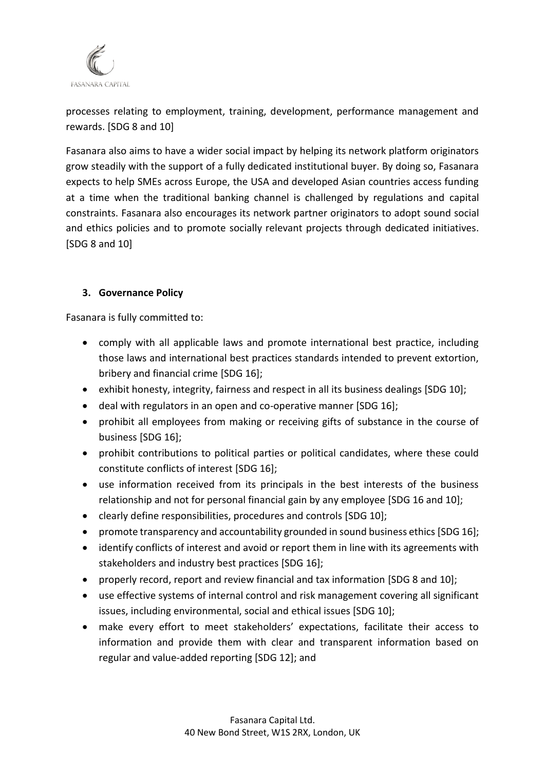processes relating to employment, training, development, performance management and rewards. [SDG 8 and 10]

Fasanara also aims to have a wider social impact by helping its network platform originators grow steadily with the support of a fully dedicated institutional buyer. By doing so, Fasanara expects to help SMEs across Europe, the USA and developed Asian countries access funding at a time when the traditional banking channel is challenged by regulations and capital constraints. Fasanara also encourages its network partner originators to adopt sound social and ethics policies and to promote socially relevant projects through dedicated initiatives. [SDG 8 and 10]

## 3. Governance Policy

Fasanara is fully committed to:

- comply with all applicable laws and promote international best practice, including those laws and international best practices standards intended to prevent extortion, bribery and financial crime [SDG 16];
- exhibit honesty, integrity, fairness and respect in all its business dealings [SDG 10];
- deal with regulators in an open and co-operative manner [SDG 16];
- prohibit all employees from making or receiving gifts of substance in the course of business [SDG 16];
- prohibit contributions to political parties or political candidates, where these could constitute conflicts of interest [SDG 16];
- use information received from its principals in the best interests of the business relationship and not for personal financial gain by any employee [SDG 16 and 10];
- clearly define responsibilities, procedures and controls [SDG 10];
- promote transparency and accountability grounded in sound business ethics [SDG 16];
- identify conflicts of interest and avoid or report them in line with its agreements with stakeholders and industry best practices [SDG 16];
- properly record, report and review financial and tax information [SDG 8 and 10];
- use effective systems of internal control and risk management covering all significant issues, including environmental, social and ethical issues [SDG 10];
- make every effort to meet stakeholders' expectations, facilitate their access to information and provide them with clear and transparent information based on regular and value-added reporting [SDG 12]; and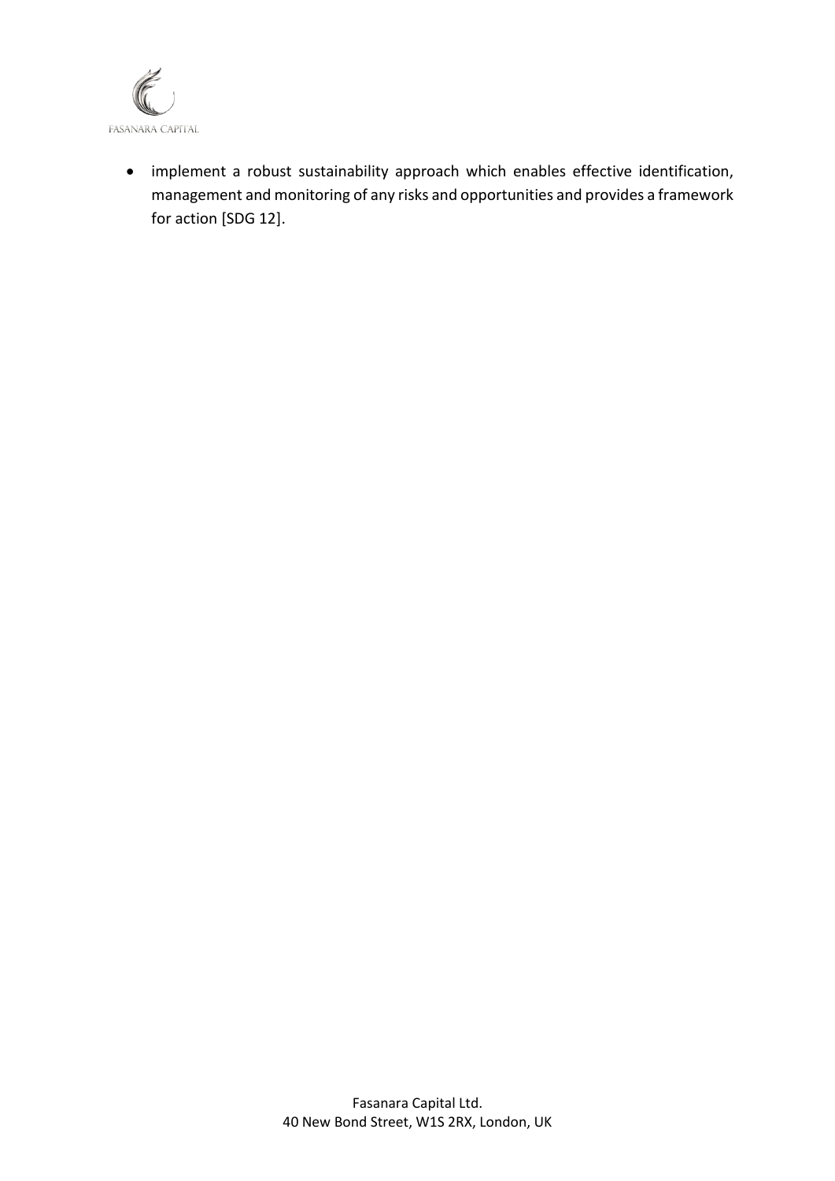- implement a robust sustainability approach which enables effective identification, management and monitoring of any risks and opportunities and provides a framework for action [SDG 12].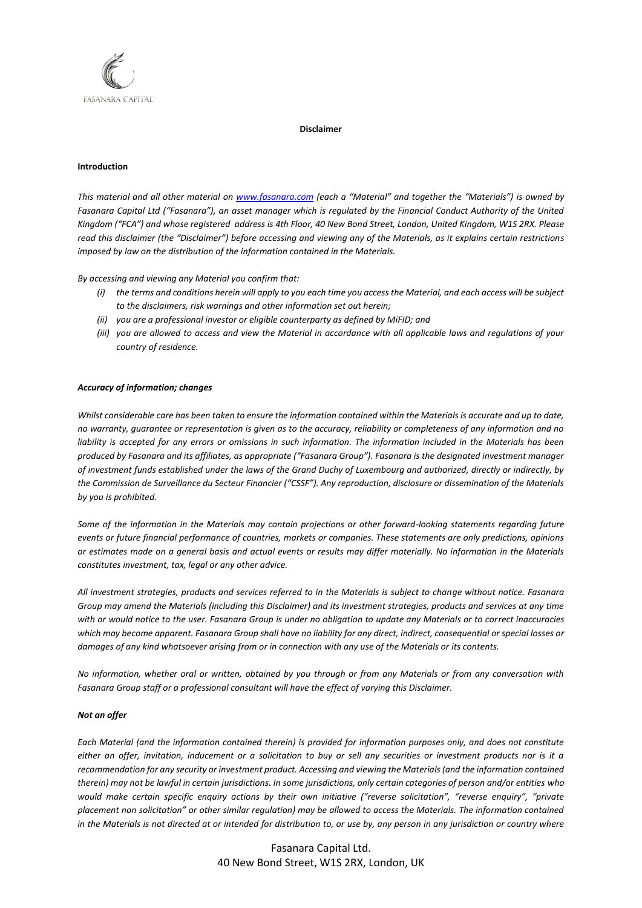**Disclaimer**

**Introduction**

*This material and all other material on [www.fasanara.com](www.fasanara.com) (each a "Material" and together the "Materials") is owned by Fasanara Capital Ltd ("Fasanara"), an asset manager which is regulated by the Financial Conduct Authority of the United Kingdom ("FCA") and whose registered address is 4th Floor, 40 New Bond Street, London, United Kingdom, W1S 2RX. Please read this disclaimer (the "Disclaimer") before accessing and viewing any of the Materials, as it explains certain restrictions imposed by law on the distribution of the information contained in the Materials.*

*By accessing and viewing any Material you confirm that:*

- *(i) the terms and conditions herein will apply to you each time you access the Material, and each access will be subject to the disclaimers, risk warnings and other information set out herein;*
- *(ii) you are a professional investor or eligible counterparty as defined by MiFID; and*
- *(iii) you are allowed to access and view the Material in accordance with all applicable laws and regulations of your country of residence.*

***Accuracy of information; changes***

*Whilst considerable care has been taken to ensure the information contained within the Materials is accurate and up to date, no warranty, guarantee or representation is given as to the accuracy, reliability or completeness of any information and no liability is accepted for any errors or omissions in such information. The information included in the Materials has been produced by Fasanara and its affiliates, as appropriate ("Fasanara Group"). Fasanara is the designated investment manager of investment funds established under the laws of the Grand Duchy of Luxembourg and authorized, directly or indirectly, by the Commission de Surveillance du Secteur Financier ("CSSF"). Any reproduction, disclosure or dissemination of the Materials by you is prohibited.*

*Some of the information in the Materials may contain projections or other forward-looking statements regarding future events or future financial performance of countries, markets or companies. These statements are only predictions, opinions or estimates made on a general basis and actual events or results may differ materially. No information in the Materials constitutes investment, tax, legal or any other advice.*

*All investment strategies, products and services referred to in the Materials is subject to change without notice. Fasanara Group may amend the Materials (including this Disclaimer) and its investment strategies, products and services at any time with or would notice to the user. Fasanara Group is under no obligation to update any Materials or to correct inaccuracies which may become apparent. Fasanara Group shall have no liability for any direct, indirect, consequential or special losses or damages of any kind whatsoever arising from or in connection with any use of the Materials or its contents.*

*No information, whether oral or written, obtained by you through or from any Materials or from any conversation with Fasanara Group staff or a professional consultant will have the effect of varying this Disclaimer.*

***Not an offer***

*Each Material (and the information contained therein) is provided for information purposes only, and does not constitute either an offer, invitation, inducement or a solicitation to buy or sell any securities or investment products nor is it a recommendation for any security or investment product. Accessing and viewing the Materials (and the information contained therein) may not be lawful in certain jurisdictions. In some jurisdictions, only certain categories of person and/or entities who would make certain specific enquiry actions by their own initiative ("reverse solicitation", "reverse enquiry", "private placement non solicitation" or other similar regulation) may be allowed to access the Materials. The information contained in the Materials is not directed at or intended for distribution to, or use by, any person in any jurisdiction or country where*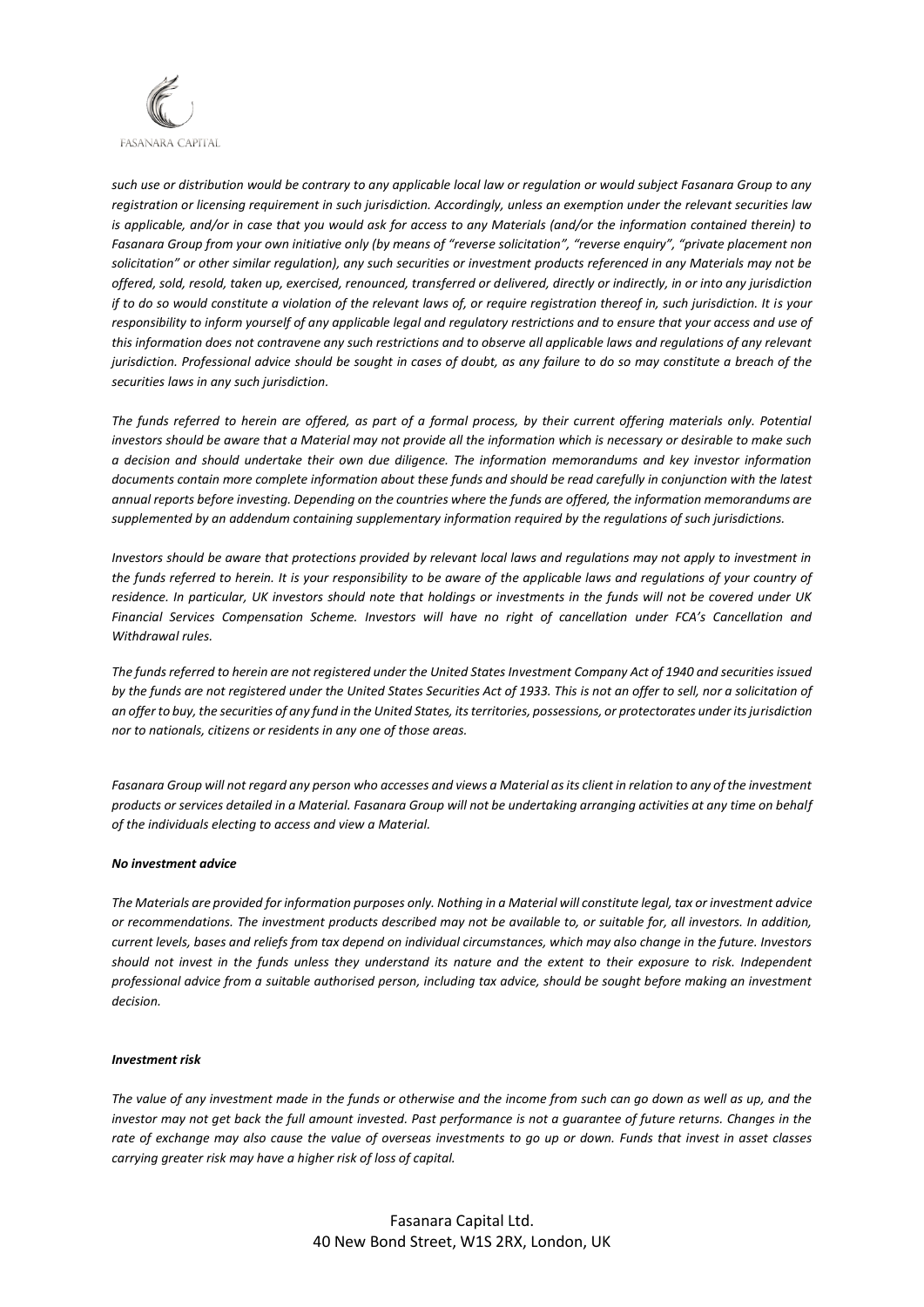*such use or distribution would be contrary to any applicable local law or regulation or would subject Fasanara Group to any registration or licensing requirement in such jurisdiction. Accordingly, unless an exemption under the relevant securities law is applicable, and/or in case that you would ask for access to any Materials (and/or the information contained therein) to Fasanara Group from your own initiative only (by means of "reverse solicitation", "reverse enquiry", "private placement non solicitation" or other similar regulation), any such securities or investment products referenced in any Materials may not be offered, sold, resold, taken up, exercised, renounced, transferred or delivered, directly or indirectly, in or into any jurisdiction if to do so would constitute a violation of the relevant laws of, or require registration thereof in, such jurisdiction. It is your responsibility to inform yourself of any applicable legal and regulatory restrictions and to ensure that your access and use of this information does not contravene any such restrictions and to observe all applicable laws and regulations of any relevant jurisdiction. Professional advice should be sought in cases of doubt, as any failure to do so may constitute a breach of the securities laws in any such jurisdiction.*

*The funds referred to herein are offered, as part of a formal process, by their current offering materials only. Potential investors should be aware that a Material may not provide all the information which is necessary or desirable to make such a decision and should undertake their own due diligence. The information memorandums and key investor information documents contain more complete information about these funds and should be read carefully in conjunction with the latest annual reports before investing. Depending on the countries where the funds are offered, the information memorandums are supplemented by an addendum containing supplementary information required by the regulations of such jurisdictions.*

*Investors should be aware that protections provided by relevant local laws and regulations may not apply to investment in the funds referred to herein. It is your responsibility to be aware of the applicable laws and regulations of your country of residence. In particular, UK investors should note that holdings or investments in the funds will not be covered under UK Financial Services Compensation Scheme. Investors will have no right of cancellation under FCA's Cancellation and Withdrawal rules.*

*The funds referred to herein are not registered under the United States Investment Company Act of 1940 and securities issued by the funds are not registered under the United States Securities Act of 1933. This is not an offer to sell, nor a solicitation of an offer to buy, the securities of any fund in the United States, its territories, possessions, or protectorates under its jurisdiction nor to nationals, citizens or residents in any one of those areas.*

*Fasanara Group will not regard any person who accesses and views a Material as its client in relation to any of the investment products or services detailed in a Material. Fasanara Group will not be undertaking arranging activities at any time on behalf of the individuals electing to access and view a Material.*

***No investment advice***

*The Materials are provided for information purposes only. Nothing in a Material will constitute legal, tax or investment advice or recommendations. The investment products described may not be available to, or suitable for, all investors. In addition, current levels, bases and reliefs from tax depend on individual circumstances, which may also change in the future. Investors should not invest in the funds unless they understand its nature and the extent to their exposure to risk. Independent professional advice from a suitable authorised person, including tax advice, should be sought before making an investment decision.*

***Investment risk***

*The value of any investment made in the funds or otherwise and the income from such can go down as well as up, and the investor may not get back the full amount invested. Past performance is not a guarantee of future returns. Changes in the rate of exchange may also cause the value of overseas investments to go up or down. Funds that invest in asset classes carrying greater risk may have a higher risk of loss of capital.*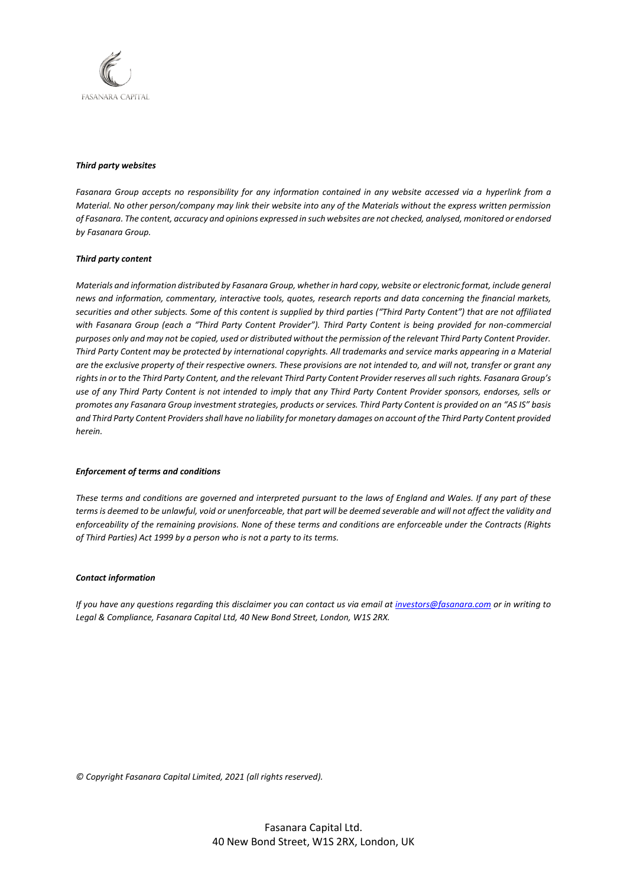***Third party websites***

*Fasanara Group accepts no responsibility for any information contained in any website accessed via a hyperlink from a Material. No other person/company may link their website into any of the Materials without the express written permission of Fasanara. The content, accuracy and opinions expressed in such websites are not checked, analysed, monitored or endorsed by Fasanara Group.*

***Third party content***

*Materials and information distributed by Fasanara Group, whether in hard copy, website or electronic format, include general news and information, commentary, interactive tools, quotes, research reports and data concerning the financial markets, securities and other subjects. Some of this content is supplied by third parties ("Third Party Content") that are not affiliated with Fasanara Group (each a "Third Party Content Provider"). Third Party Content is being provided for non-commercial purposes only and may not be copied, used or distributed without the permission of the relevant Third Party Content Provider. Third Party Content may be protected by international copyrights. All trademarks and service marks appearing in a Material are the exclusive property of their respective owners. These provisions are not intended to, and will not, transfer or grant any rights in or to the Third Party Content, and the relevant Third Party Content Provider reserves all such rights. Fasanara Group's use of any Third Party Content is not intended to imply that any Third Party Content Provider sponsors, endorses, sells or promotes any Fasanara Group investment strategies, products or services. Third Party Content is provided on an "AS IS" basis and Third Party Content Providers shall have no liability for monetary damages on account of the Third Party Content provided herein.*

***Enforcement of terms and conditions***

*These terms and conditions are governed and interpreted pursuant to the laws of England and Wales. If any part of these terms is deemed to be unlawful, void or unenforceable, that part will be deemed severable and will not affect the validity and enforceability of the remaining provisions. None of these terms and conditions are enforceable under the Contracts (Rights of Third Parties) Act 1999 by a person who is not a party to its terms.*

***Contact information***

*If you have any questions regarding this disclaimer you can contact us via email at [investors@fasanara.com](mailto:investors@fasanara.com) or in writing to Legal & Compliance, Fasanara Capital Ltd, 40 New Bond Street, London, W1S 2RX.*

*© Copyright Fasanara Capital Limited, 2021 (all rights reserved).*